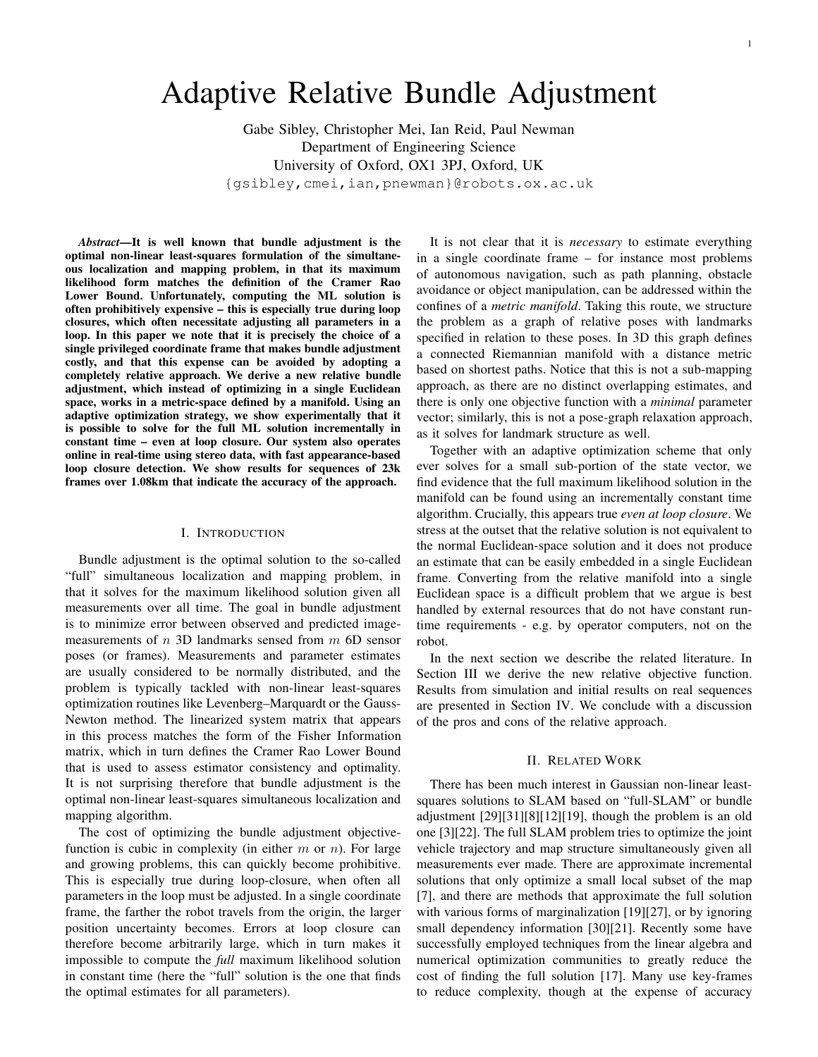# Adaptive Relative Bundle Adjustment

Gabe Sibley, Christopher Mei, Ian Reid, Paul Newman
Department of Engineering Science
University of Oxford, OX1 3PJ, Oxford, UK
{gsibley,cmei,ian,pnewman}@robots.ox.ac.uk

***Abstract*—It is well known that bundle adjustment is the optimal non-linear least-squares formulation of the simultaneous localization and mapping problem, in that its maximum likelihood form matches the definition of the Cramer Rao Lower Bound. Unfortunately, computing the ML solution is often prohibitively expensive – this is especially true during loop closures, which often necessitate adjusting all parameters in a loop. In this paper we note that it is precisely the choice of a single privileged coordinate frame that makes bundle adjustment costly, and that this expense can be avoided by adopting a completely relative approach. We derive a new relative bundle adjustment, which instead of optimizing in a single Euclidean space, works in a metric-space defined by a manifold. Using an adaptive optimization strategy, we show experimentally that it is possible to solve for the full ML solution incrementally in constant time – even at loop closure. Our system also operates online in real-time using stereo data, with fast appearance-based loop closure detection. We show results for sequences of 23k frames over 1.08km that indicate the accuracy of the approach.**

## I. Introduction

Bundle adjustment is the optimal solution to the so-called "full" simultaneous localization and mapping problem, in that it solves for the maximum likelihood solution given all measurements over all time. The goal in bundle adjustment is to minimize error between observed and predicted image-measurements of $n$ 3D landmarks sensed from $m$ 6D sensor poses (or frames). Measurements and parameter estimates are usually considered to be normally distributed, and the problem is typically tackled with non-linear least-squares optimization routines like Levenberg–Marquardt or the Gauss-Newton method. The linearized system matrix that appears in this process matches the form of the Fisher Information matrix, which in turn defines the Cramer Rao Lower Bound that is used to assess estimator consistency and optimality. It is not surprising therefore that bundle adjustment is the optimal non-linear least-squares simultaneous localization and mapping algorithm.

The cost of optimizing the bundle adjustment objective-function is cubic in complexity (in either $m$ or $n$). For large and growing problems, this can quickly become prohibitive. This is especially true during loop-closure, when often all parameters in the loop must be adjusted. In a single coordinate frame, the farther the robot travels from the origin, the larger position uncertainty becomes. Errors at loop closure can therefore become arbitrarily large, which in turn makes it impossible to compute the *full* maximum likelihood solution in constant time (here the "full" solution is the one that finds the optimal estimates for all parameters).

It is not clear that it is *necessary* to estimate everything in a single coordinate frame – for instance most problems of autonomous navigation, such as path planning, obstacle avoidance or object manipulation, can be addressed within the confines of a *metric manifold*. Taking this route, we structure the problem as a graph of relative poses with landmarks specified in relation to these poses. In 3D this graph defines a connected Riemannian manifold with a distance metric based on shortest paths. Notice that this is not a sub-mapping approach, as there are no distinct overlapping estimates, and there is only one objective function with a *minimal* parameter vector; similarly, this is not a pose-graph relaxation approach, as it solves for landmark structure as well.

Together with an adaptive optimization scheme that only ever solves for a small sub-portion of the state vector, we find evidence that the full maximum likelihood solution in the manifold can be found using an incrementally constant time algorithm. Crucially, this appears true *even at loop closure*. We stress at the outset that the relative solution is not equivalent to the normal Euclidean-space solution and it does not produce an estimate that can be easily embedded in a single Euclidean frame. Converting from the relative manifold into a single Euclidean space is a difficult problem that we argue is best handled by external resources that do not have constant runtime requirements - e.g. by operator computers, not on the robot.

In the next section we describe the related literature. In Section III we derive the new relative objective function. Results from simulation and initial results on real sequences are presented in Section IV. We conclude with a discussion of the pros and cons of the relative approach.

## II. Related Work

There has been much interest in Gaussian non-linear least-squares solutions to SLAM based on "full-SLAM" or bundle adjustment [29][31][8][12][19], though the problem is an old one [3][22]. The full SLAM problem tries to optimize the joint vehicle trajectory and map structure simultaneously given all measurements ever made. There are approximate incremental solutions that only optimize a small local subset of the map [7], and there are methods that approximate the full solution with various forms of marginalization [19][27], or by ignoring small dependency information [30][21]. Recently some have successfully employed techniques from the linear algebra and numerical optimization communities to greatly reduce the cost of finding the full solution [17]. Many use key-frames to reduce complexity, though at the expense of accuracy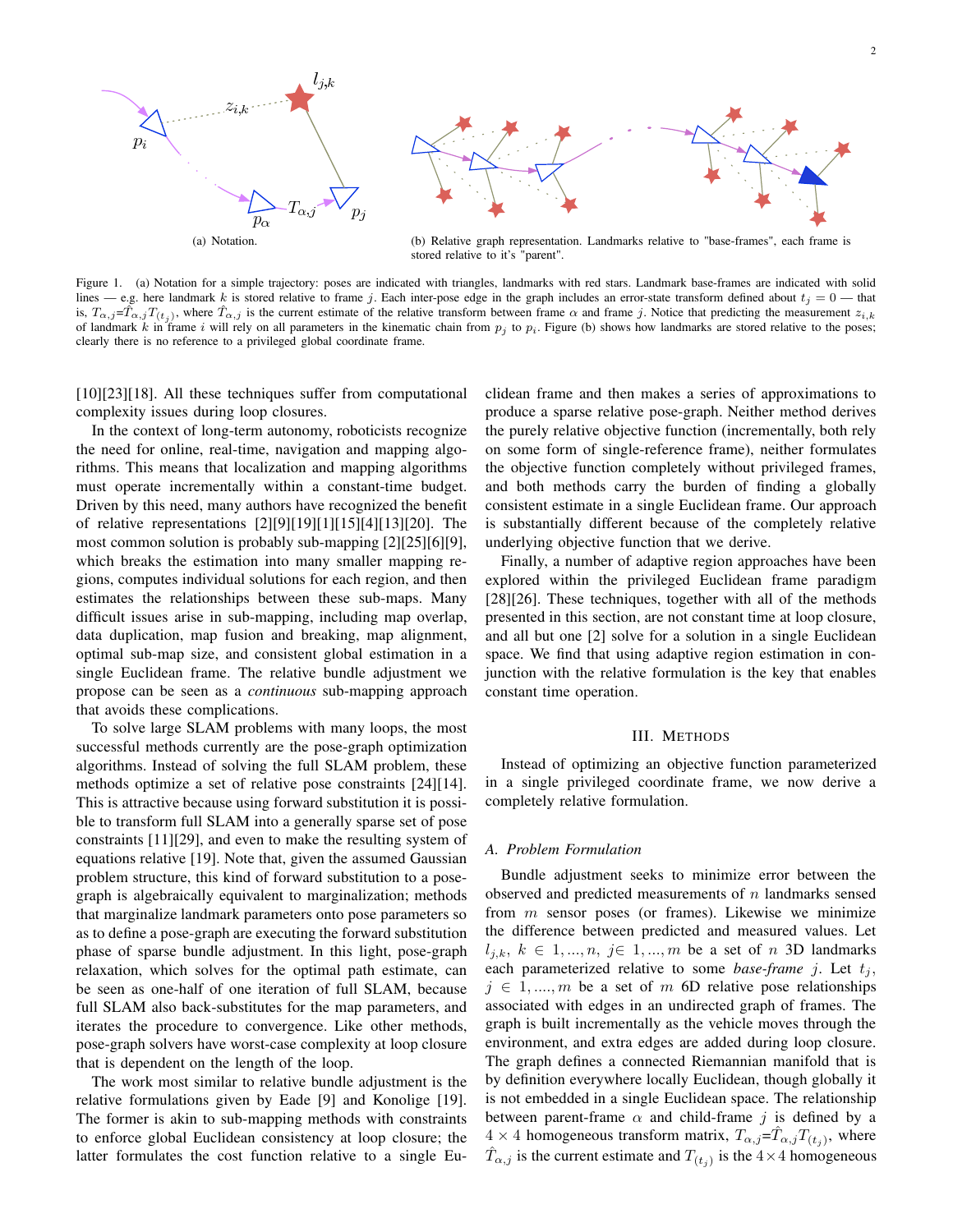(a) Notation.

(b) Relative graph representation. Landmarks relative to "base-frames", each frame is stored relative to it's "parent".

Figure 1. (a) Notation for a simple trajectory: poses are indicated with triangles, landmarks with red stars. Landmark base-frames are indicated with solid lines — e.g. here landmark $k$ is stored relative to frame $j$. Each inter-pose edge in the graph includes an error-state transform defined about $t_j = 0$ — that is, $T_{\alpha,j}$=$\hat{T}_{\alpha,j}T_{(t_j)}$, where $\hat{T}_{\alpha,j}$ is the current estimate of the relative transform between frame $\alpha$ and frame $j$. Notice that predicting the measurement $z_{i,k}$ of landmark $k$ in frame $i$ will rely on all parameters in the kinematic chain from $p_j$ to $p_i$. Figure (b) shows how landmarks are stored relative to the poses; clearly there is no reference to a privileged global coordinate frame.

[10][23][18]. All these techniques suffer from computational complexity issues during loop closures.

In the context of long-term autonomy, roboticists recognize the need for online, real-time, navigation and mapping algorithms. This means that localization and mapping algorithms must operate incrementally within a constant-time budget. Driven by this need, many authors have recognized the benefit of relative representations [2][9][19][1][15][4][13][20]. The most common solution is probably sub-mapping [2][25][6][9], which breaks the estimation into many smaller mapping regions, computes individual solutions for each region, and then estimates the relationships between these sub-maps. Many difficult issues arise in sub-mapping, including map overlap, data duplication, map fusion and breaking, map alignment, optimal sub-map size, and consistent global estimation in a single Euclidean frame. The relative bundle adjustment we propose can be seen as a *continuous* sub-mapping approach that avoids these complications.

To solve large SLAM problems with many loops, the most successful methods currently are the pose-graph optimization algorithms. Instead of solving the full SLAM problem, these methods optimize a set of relative pose constraints [24][14]. This is attractive because using forward substitution it is possible to transform full SLAM into a generally sparse set of pose constraints [11][29], and even to make the resulting system of equations relative [19]. Note that, given the assumed Gaussian problem structure, this kind of forward substitution to a pose-graph is algebraically equivalent to marginalization; methods that marginalize landmark parameters onto pose parameters so as to define a pose-graph are executing the forward substitution phase of sparse bundle adjustment. In this light, pose-graph relaxation, which solves for the optimal path estimate, can be seen as one-half of one iteration of full SLAM, because full SLAM also back-substitutes for the map parameters, and iterates the procedure to convergence. Like other methods, pose-graph solvers have worst-case complexity at loop closure that is dependent on the length of the loop.

The work most similar to relative bundle adjustment is the relative formulations given by Eade [9] and Konolige [19]. The former is akin to sub-mapping methods with constraints to enforce global Euclidean consistency at loop closure; the latter formulates the cost function relative to a single Euclidean frame and then makes a series of approximations to produce a sparse relative pose-graph. Neither method derives the purely relative objective function (incrementally, both rely on some form of single-reference frame), neither formulates the objective function completely without privileged frames, and both methods carry the burden of finding a globally consistent estimate in a single Euclidean frame. Our approach is substantially different because of the completely relative underlying objective function that we derive.

Finally, a number of adaptive region approaches have been explored within the privileged Euclidean frame paradigm [28][26]. These techniques, together with all of the methods presented in this section, are not constant time at loop closure, and all but one [2] solve for a solution in a single Euclidean space. We find that using adaptive region estimation in conjunction with the relative formulation is the key that enables constant time operation.

## III. Methods

Instead of optimizing an objective function parameterized in a single privileged coordinate frame, we now derive a completely relative formulation.

### A. Problem Formulation

Bundle adjustment seeks to minimize error between the observed and predicted measurements of $n$ landmarks sensed from $m$ sensor poses (or frames). Likewise we minimize the difference between predicted and measured values. Let $l_{j,k}$, $k \in 1,...,n$, $j \in 1,...,m$ be a set of $n$ 3D landmarks each parameterized relative to some *base-frame* $j$. Let $t_j$, $j \in 1,....,m$ be a set of $m$ 6D relative pose relationships associated with edges in an undirected graph of frames. The graph is built incrementally as the vehicle moves through the environment, and extra edges are added during loop closure. The graph defines a connected Riemannian manifold that is by definition everywhere locally Euclidean, though globally it is not embedded in a single Euclidean space. The relationship between parent-frame $\alpha$ and child-frame $j$ is defined by a $4 \times 4$ homogeneous transform matrix, $T_{\alpha,j}$=$\hat{T}_{\alpha,j}T_{(t_j)}$, where $\hat{T}_{\alpha,j}$ is the current estimate and $T_{(t_j)}$ is the $4 \times 4$ homogeneous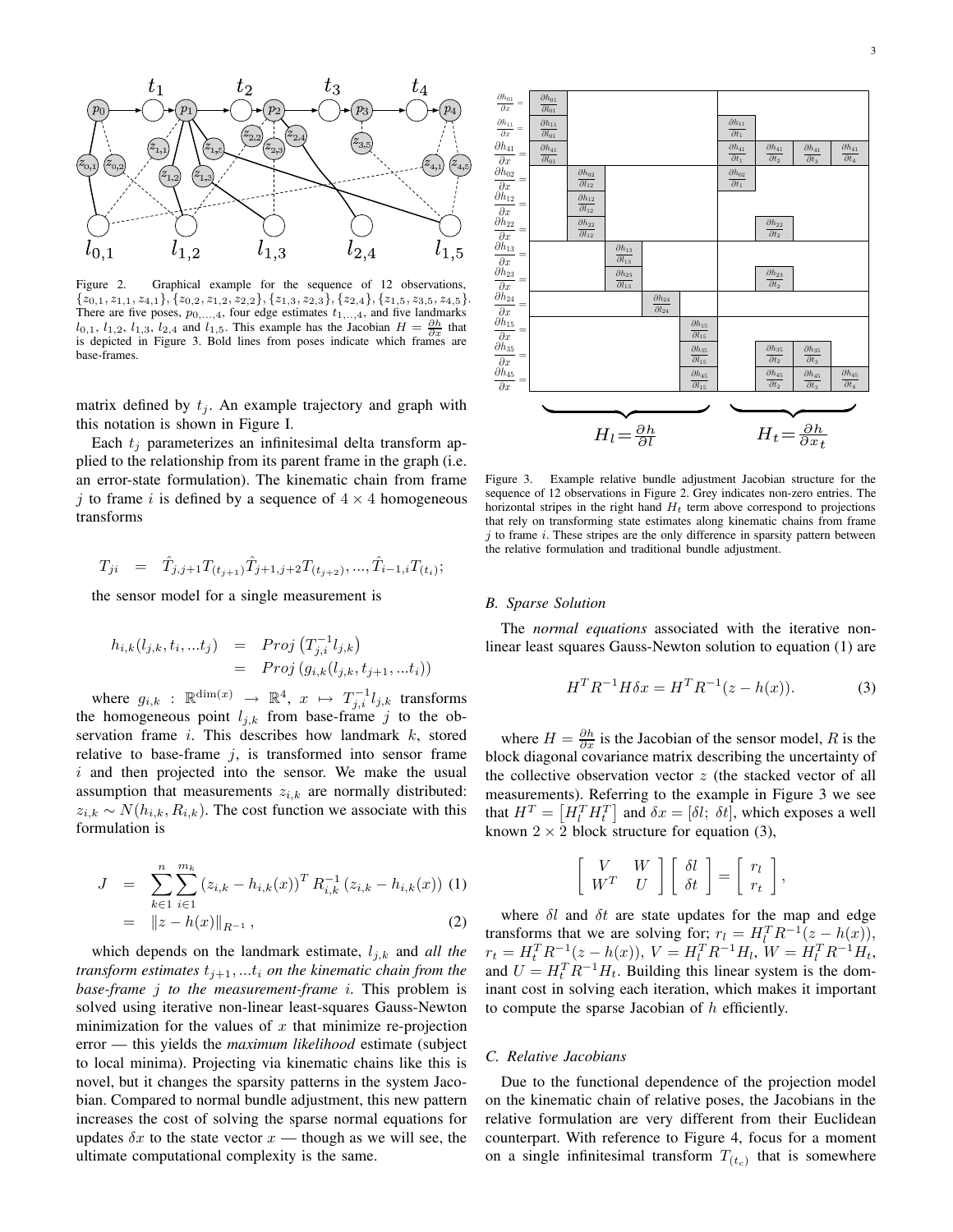Figure 2. Graphical example for the sequence of 12 observations, $\{z_{0,1}, z_{1,1}, z_{4,1}\}, \{z_{0,2}, z_{1,2}, z_{2,2}\}, \{z_{1,3}, z_{2,3}\}, \{z_{2,4}\}, \{z_{1,5}, z_{3,5}, z_{4,5}\}$. There are five poses, $p_{0,...,4}$, four edge estimates $t_{1,...,4}$, and five landmarks $l_{0,1}$, $l_{1,2}$, $l_{1,3}$, $l_{2,4}$ and $l_{1,5}$. This example has the Jacobian $H = \frac{\partial h}{\partial x}$ that is depicted in Figure 3. Bold lines from poses indicate which frames are base-frames.

matrix defined by $t_j$. An example trajectory and graph with this notation is shown in Figure I.

Each $t_j$ parameterizes an infinitesimal delta transform applied to the relationship from its parent frame in the graph (i.e. an error-state formulation). The kinematic chain from frame $j$ to frame $i$ is defined by a sequence of $4 \times 4$ homogeneous transforms

$$T_{ji} = \hat{T}_{j,j+1} T_{(t_{j+1})} \hat{T}_{j+1,j+2} T_{(t_{j+2})}, ..., \hat{T}_{i-1,i} T_{(t_i)};$$

the sensor model for a single measurement is

$$\begin{aligned} h_{i,k}(l_{j,k}, t_i, ...t_j) &= Proj\left(T_{j,i}^{-1} l_{j,k}\right) \\ &= Proj\left(g_{i,k}(l_{j,k}, t_{j+1}, ...t_i)\right) \end{aligned}$$

where $g_{i,k} : \mathbb{R}^{\dim(x)} \to \mathbb{R}^4$, $x \mapsto T_{j,i}^{-1} l_{j,k}$ transforms the homogeneous point $l_{j,k}$ from base-frame $j$ to the observation frame $i$. This describes how landmark $k$, stored relative to base-frame $j$, is transformed into sensor frame $i$ and then projected into the sensor. We make the usual assumption that measurements $z_{i,k}$ are normally distributed: $z_{i,k} \sim N(h_{i,k}, R_{i,k})$. The cost function we associate with this formulation is

$$\begin{aligned} J &= \sum_{k \in 1}^{n} \sum_{i \in 1}^{m_k} \left(z_{i,k} - h_{i,k}(x)\right)^T R_{i,k}^{-1} \left(z_{i,k} - h_{i,k}(x)\right) \quad (1) \\ &= \|z - h(x)\|_{R^{-1}}, \quad (2) \end{aligned}$$

which depends on the landmark estimate, $l_{j,k}$ and *all the transform estimates $t_{j+1}, ...t_i$ on the kinematic chain from the base-frame $j$ to the measurement-frame $i$.* This problem is solved using iterative non-linear least-squares Gauss-Newton minimization for the values of $x$ that minimize re-projection error — this yields the *maximum likelihood* estimate (subject to local minima). Projecting via kinematic chains like this is novel, but it changes the sparsity patterns in the system Jacobian. Compared to normal bundle adjustment, this new pattern increases the cost of solving the sparse normal equations for updates $\delta x$ to the state vector $x$ — though as we will see, the ultimate computational complexity is the same.

Figure 3. Example relative bundle adjustment Jacobian structure for the sequence of 12 observations in Figure 2. Grey indicates non-zero entries. The horizontal stripes in the right hand $H_t$ term above correspond to projections that rely on transforming state estimates along kinematic chains from frame $j$ to frame $i$. These stripes are the only difference in sparsity pattern between the relative formulation and traditional bundle adjustment.

### B. Sparse Solution

The *normal equations* associated with the iterative non-linear least squares Gauss-Newton solution to equation (1) are

$$H^T R^{-1} H \delta x = H^T R^{-1} (z - h(x)). \quad (3)$$

where $H = \frac{\partial h}{\partial x}$ is the Jacobian of the sensor model, $R$ is the block diagonal covariance matrix describing the uncertainty of the collective observation vector $z$ (the stacked vector of all measurements). Referring to the example in Figure 3 we see that $H^T = \left[H_l^T H_t^T\right]$ and $\delta x = [\delta l;\ \delta t]$, which exposes a well known $2 \times 2$ block structure for equation (3),

$$\begin{bmatrix} V & W \\ W^T & U \end{bmatrix} \begin{bmatrix} \delta l \\ \delta t \end{bmatrix} = \begin{bmatrix} r_l \\ r_t \end{bmatrix},$$

where $\delta l$ and $\delta t$ are state updates for the map and edge transforms that we are solving for; $r_l = H_l^T R^{-1}(z - h(x))$, $r_t = H_t^T R^{-1}(z - h(x))$, $V = H_l^T R^{-1} H_l$, $W = H_l^T R^{-1} H_t$, and $U = H_t^T R^{-1} H_t$. Building this linear system is the dominant cost in solving each iteration, which makes it important to compute the sparse Jacobian of $h$ efficiently.

### C. Relative Jacobians

Due to the functional dependence of the projection model on the kinematic chain of relative poses, the Jacobians in the relative formulation are very different from their Euclidean counterpart. With reference to Figure 4, focus for a moment on a single infinitesimal transform $T_{(t_c)}$ that is somewhere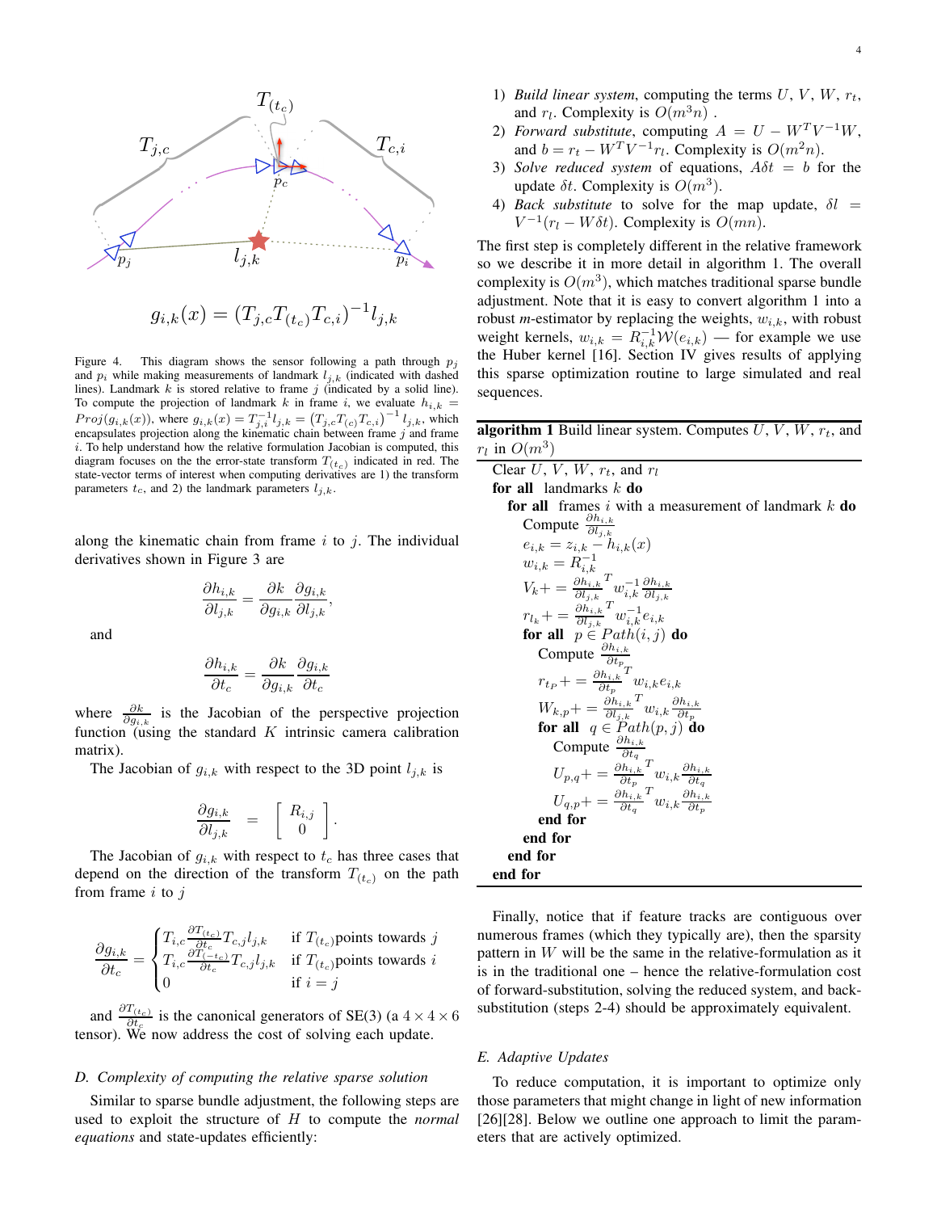$$g_{i,k}(x) = (T_{j,c}T_{(t_c)}T_{c,i})^{-1}l_{j,k}$$

Figure 4. This diagram shows the sensor following a path through $p_j$ and $p_i$ while making measurements of landmark $l_{j,k}$ (indicated with dashed lines). Landmark $k$ is stored relative to frame $j$ (indicated by a solid line). To compute the projection of landmark $k$ in frame $i$, we evaluate $h_{i,k} = Proj(g_{i,k}(x))$, where $g_{i,k}(x) = T_{j,i}^{-1}l_{j,k} = (T_{j,c}T_{(c)}T_{c,i})^{-1}l_{j,k}$, which encapsulates projection along the kinematic chain between frame $j$ and frame $i$. To help understand how the relative formulation Jacobian is computed, this diagram focuses on the the error-state transform $T_{(t_c)}$ indicated in red. The state-vector terms of interest when computing derivatives are 1) the transform parameters $t_c$, and 2) the landmark parameters $l_{j,k}$.

along the kinematic chain from frame $i$ to $j$. The individual derivatives shown in Figure 3 are

$$\frac{\partial h_{i,k}}{\partial l_{j,k}} = \frac{\partial k}{\partial g_{i,k}}\frac{\partial g_{i,k}}{\partial l_{j,k}},$$

and

$$\frac{\partial h_{i,k}}{\partial t_c} = \frac{\partial k}{\partial g_{i,k}}\frac{\partial g_{i,k}}{\partial t_c}$$

where $\frac{\partial k}{\partial g_{i,k}}$ is the Jacobian of the perspective projection function (using the standard $K$ intrinsic camera calibration matrix).

The Jacobian of $g_{i,k}$ with respect to the 3D point $l_{j,k}$ is

$$\frac{\partial g_{i,k}}{\partial l_{j,k}} = \begin{bmatrix} R_{i,j} \\ 0 \end{bmatrix}.$$

The Jacobian of $g_{i,k}$ with respect to $t_c$ has three cases that depend on the direction of the transform $T_{(t_c)}$ on the path from frame $i$ to $j$

$$\frac{\partial g_{i,k}}{\partial t_c} = \begin{cases} T_{i,c}\frac{\partial T_{(t_c)}}{\partial t_c}T_{c,j}l_{j,k} & \text{if } T_{(t_c)} \text{points towards } j \\ T_{i,c}\frac{\partial T_{(-t_c)}}{\partial t_c}T_{c,j}l_{j,k} & \text{if } T_{(t_c)} \text{points towards } i \\ 0 & \text{if } i = j \end{cases}$$

and $\frac{\partial T_{(t_c)}}{\partial t_c}$ is the canonical generators of SE(3) (a $4 \times 4 \times 6$ tensor). We now address the cost of solving each update.

### D. Complexity of computing the relative sparse solution

Similar to sparse bundle adjustment, the following steps are used to exploit the structure of $H$ to compute the *normal equations* and state-updates efficiently:

1) *Build linear system*, computing the terms $U$, $V$, $W$, $r_t$, and $r_l$. Complexity is $O(m^3 n)$ .
2) *Forward substitute*, computing $A = U - W^T V^{-1} W$, and $b = r_t - W^T V^{-1} r_l$. Complexity is $O(m^2 n)$.
3) *Solve reduced system* of equations, $A\delta t = b$ for the update $\delta t$. Complexity is $O(m^3)$.
4) *Back substitute* to solve for the map update, $\delta l = V^{-1}(r_l - W\delta t)$. Complexity is $O(mn)$.

The first step is completely different in the relative framework so we describe it in more detail in algorithm 1. The overall complexity is $O(m^3)$, which matches traditional sparse bundle adjustment. Note that it is easy to convert algorithm 1 into a robust *m*-estimator by replacing the weights, $w_{i,k}$, with robust weight kernels, $w_{i,k} = R_{i,k}^{-1}\mathcal{W}(e_{i,k})$ — for example we use the Huber kernel [16]. Section IV gives results of applying this sparse optimization routine to large simulated and real sequences.

**algorithm 1** Build linear system. Computes $U$, $V$, $W$, $r_t$, and $r_l$ in $O(m^3)$

```
Clear U, V, W, r_t, and r_l
for all landmarks k do
  for all frames i with a measurement of landmark k do
    Compute ∂h_{i,k}/∂l_{j,k}
    e_{i,k} = z_{i,k} − h_{i,k}(x)
    w_{i,k} = R_{i,k}^{-1}
    V_k += (∂h_{i,k}/∂l_{j,k})^T w_{i,k}^{-1} ∂h_{i,k}/∂l_{j,k}
    r_{l_k} += (∂h_{i,k}/∂l_{j,k})^T w_{i,k}^{-1} e_{i,k}
    for all p ∈ Path(i, j) do
      Compute ∂h_{i,k}/∂t_p
      r_{t_P} += (∂h_{i,k}/∂t_p)^T w_{i,k} e_{i,k}
      W_{k,p} += (∂h_{i,k}/∂l_{j,k})^T w_{i,k} ∂h_{i,k}/∂t_p
      for all q ∈ Path(p, j) do
        Compute ∂h_{i,k}/∂t_q
        U_{p,q} += (∂h_{i,k}/∂t_p)^T w_{i,k} ∂h_{i,k}/∂t_q
        U_{q,p} += (∂h_{i,k}/∂t_q)^T w_{i,k} ∂h_{i,k}/∂t_p
      end for
    end for
  end for
end for
```

Finally, notice that if feature tracks are contiguous over numerous frames (which they typically are), then the sparsity pattern in $W$ will be the same in the relative-formulation as it is in the traditional one – hence the relative-formulation cost of forward-substitution, solving the reduced system, and back-substitution (steps 2-4) should be approximately equivalent.

### E. Adaptive Updates

To reduce computation, it is important to optimize only those parameters that might change in light of new information [26][28]. Below we outline one approach to limit the parameters that are actively optimized.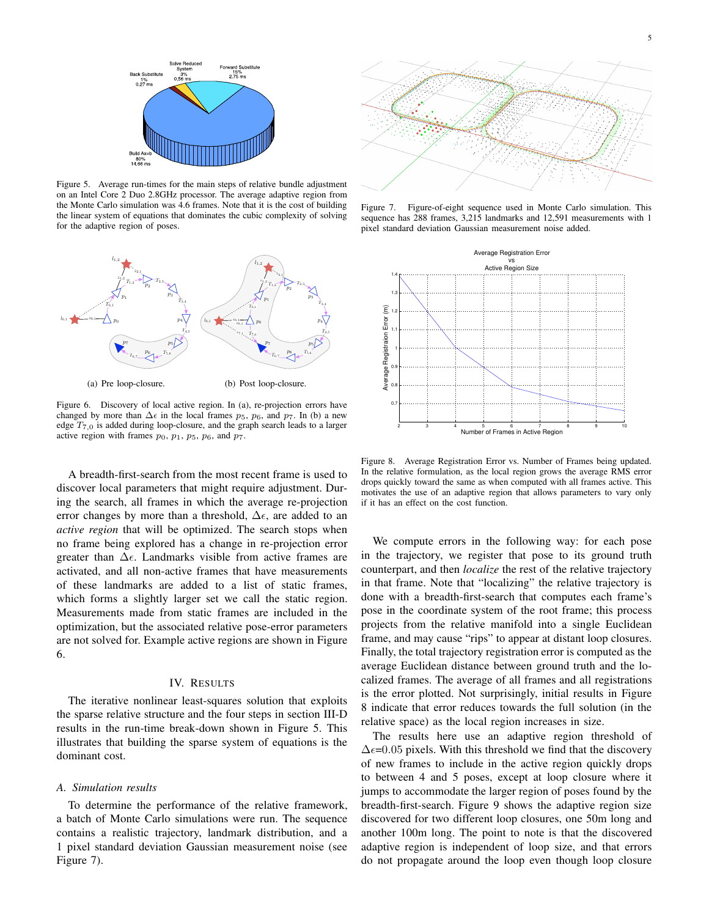Figure 5. Average run-times for the main steps of relative bundle adjustment on an Intel Core 2 Duo 2.8GHz processor. The average adaptive region from the Monte Carlo simulation was 4.6 frames. Note that it is the cost of building the linear system of equations that dominates the cubic complexity of solving for the adaptive region of poses.

(a) Pre loop-closure. (b) Post loop-closure.

Figure 6. Discovery of local active region. In (a), re-projection errors have changed by more than $\Delta\epsilon$ in the local frames $p_5$, $p_6$, and $p_7$. In (b) a new edge $T_{7,0}$ is added during loop-closure, and the graph search leads to a larger active region with frames $p_0$, $p_1$, $p_5$, $p_6$, and $p_7$.

A breadth-first-search from the most recent frame is used to discover local parameters that might require adjustment. During the search, all frames in which the average re-projection error changes by more than a threshold, $\Delta\epsilon$, are added to an *active region* that will be optimized. The search stops when no frame being explored has a change in re-projection error greater than $\Delta\epsilon$. Landmarks visible from active frames are activated, and all non-active frames that have measurements of these landmarks are added to a list of static frames, which forms a slightly larger set we call the static region. Measurements made from static frames are included in the optimization, but the associated relative pose-error parameters are not solved for. Example active regions are shown in Figure 6.

## IV. Results

The iterative nonlinear least-squares solution that exploits the sparse relative structure and the four steps in section III-D results in the run-time break-down shown in Figure 5. This illustrates that building the sparse system of equations is the dominant cost.

### A. Simulation results

To determine the performance of the relative framework, a batch of Monte Carlo simulations were run. The sequence contains a realistic trajectory, landmark distribution, and a 1 pixel standard deviation Gaussian measurement noise (see Figure 7).

Figure 7. Figure-of-eight sequence used in Monte Carlo simulation. This sequence has 288 frames, 3,215 landmarks and 12,591 measurements with 1 pixel standard deviation Gaussian measurement noise added.

Figure 8. Average Registration Error vs. Number of Frames being updated. In the relative formulation, as the local region grows the average RMS error drops quickly toward the same as when computed with all frames active. This motivates the use of an adaptive region that allows parameters to vary only if it has an effect on the cost function.

We compute errors in the following way: for each pose in the trajectory, we register that pose to its ground truth counterpart, and then *localize* the rest of the relative trajectory in that frame. Note that "localizing" the relative trajectory is done with a breadth-first-search that computes each frame's pose in the coordinate system of the root frame; this process projects from the relative manifold into a single Euclidean frame, and may cause "rips" to appear at distant loop closures. Finally, the total trajectory registration error is computed as the average Euclidean distance between ground truth and the localized frames. The average of all frames and all registrations is the error plotted. Not surprisingly, initial results in Figure 8 indicate that error reduces towards the full solution (in the relative space) as the local region increases in size.

The results here use an adaptive region threshold of $\Delta\epsilon$=0.05 pixels. With this threshold we find that the discovery of new frames to include in the active region quickly drops to between 4 and 5 poses, except at loop closure where it jumps to accommodate the larger region of poses found by the breadth-first-search. Figure 9 shows the adaptive region size discovered for two different loop closures, one 50m long and another 100m long. The point to note is that the discovered adaptive region is independent of loop size, and that errors do not propagate around the loop even though loop closure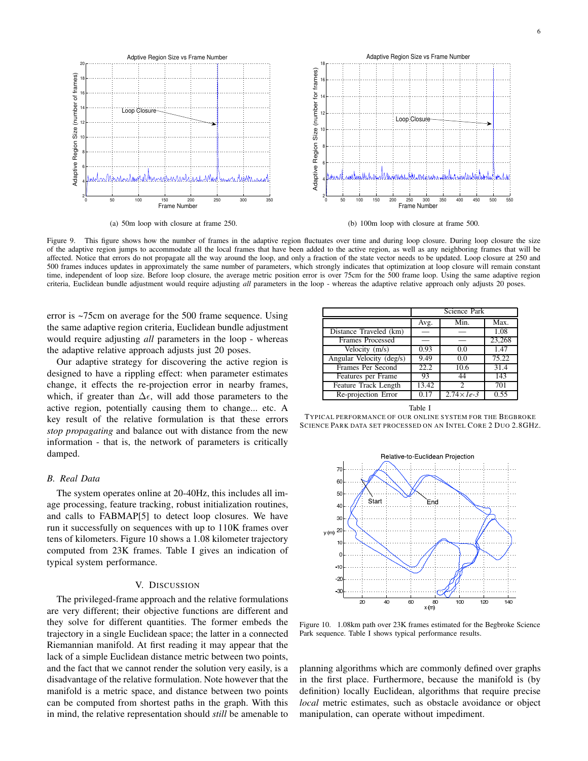(a) 50m loop with closure at frame 250.

(b) 100m loop with closure at frame 500.

Figure 9. This figure shows how the number of frames in the adaptive region fluctuates over time and during loop closure. During loop closure the size of the adaptive region jumps to accommodate all the local frames that have been added to the active region, as well as any neighboring frames that will be affected. Notice that errors do not propagate all the way around the loop, and only a fraction of the state vector needs to be updated. Loop closure at 250 and 500 frames induces updates in approximately the same number of parameters, which strongly indicates that optimization at loop closure will remain constant time, independent of loop size. Before loop closure, the average metric position error is over 75cm for the 500 frame loop. Using the same adaptive region criteria, Euclidean bundle adjustment would require adjusting *all* parameters in the loop - whereas the adaptive relative approach only adjusts 20 poses.

error is ~75cm on average for the 500 frame sequence. Using the same adaptive region criteria, Euclidean bundle adjustment would require adjusting *all* parameters in the loop - whereas the adaptive relative approach adjusts just 20 poses.

Our adaptive strategy for discovering the active region is designed to have a rippling effect: when parameter estimates change, it effects the re-projection error in nearby frames, which, if greater than $\Delta\epsilon$, will add those parameters to the active region, potentially causing them to change... etc. A key result of the relative formulation is that these errors *stop propagating* and balance out with distance from the new information - that is, the network of parameters is critically damped.

### B. Real Data

The system operates online at 20-40Hz, this includes all image processing, feature tracking, robust initialization routines, and calls to FABMAP[5] to detect loop closures. We have run it successfully on sequences with up to 110K frames over tens of kilometers. Figure 10 shows a 1.08 kilometer trajectory computed from 23K frames. Table I gives an indication of typical system performance.

| | Science Park | | |
|---|---|---|---|
| | Avg. | Min. | Max. |
| Distance Traveled (km) | — | — | 1.08 |
| Frames Processed | — | — | 23,268 |
| Velocity (m/s) | 0.93 | 0.0 | 1.47 |
| Angular Velocity (deg/s) | 9.49 | 0.0 | 75.22 |
| Frames Per Second | 22.2 | 10.6 | 31.4 |
| Features per Frame | 93 | 44 | 143 |
| Feature Track Length | 13.42 | 2 | 701 |
| Re-projection Error | 0.17 | $2.74\times 1e\text{-}3$ | 0.55 |

Table I

TYPICAL PERFORMANCE OF OUR ONLINE SYSTEM FOR THE BEGBROKE SCIENCE PARK DATA SET PROCESSED ON AN INTEL CORE 2 DUO 2.8GHZ.

Figure 10. 1.08km path over 23K frames estimated for the Begbroke Science Park sequence. Table I shows typical performance results.

## V. DISCUSSION

The privileged-frame approach and the relative formulations are very different; their objective functions are different and they solve for different quantities. The former embeds the trajectory in a single Euclidean space; the latter in a connected Riemannian manifold. At first reading it may appear that the lack of a simple Euclidean distance metric between two points, and the fact that we cannot render the solution very easily, is a disadvantage of the relative formulation. Note however that the manifold is a metric space, and distance between two points can be computed from shortest paths in the graph. With this in mind, the relative representation should *still* be amenable to planning algorithms which are commonly defined over graphs in the first place. Furthermore, because the manifold is (by definition) locally Euclidean, algorithms that require precise *local* metric estimates, such as obstacle avoidance or object manipulation, can operate without impediment.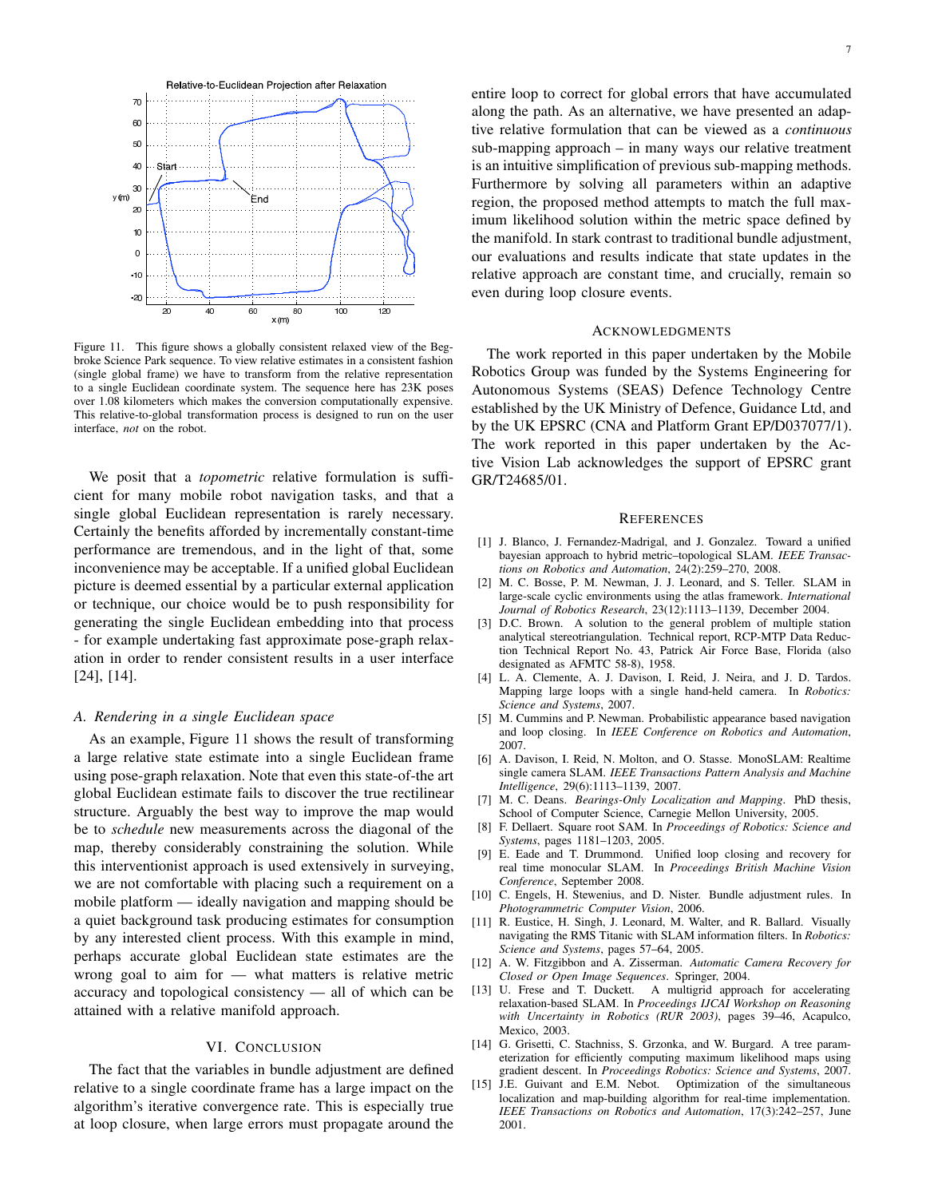Figure 11. This figure shows a globally consistent relaxed view of the Begbroke Science Park sequence. To view relative estimates in a consistent fashion (single global frame) we have to transform from the relative representation to a single Euclidean coordinate system. The sequence here has 23K poses over 1.08 kilometers which makes the conversion computationally expensive. This relative-to-global transformation process is designed to run on the user interface, *not* on the robot.

We posit that a *topometric* relative formulation is sufficient for many mobile robot navigation tasks, and that a single global Euclidean representation is rarely necessary. Certainly the benefits afforded by incrementally constant-time performance are tremendous, and in the light of that, some inconvenience may be acceptable. If a unified global Euclidean picture is deemed essential by a particular external application or technique, our choice would be to push responsibility for generating the single Euclidean embedding into that process - for example undertaking fast approximate pose-graph relaxation in order to render consistent results in a user interface [24], [14].

### A. Rendering in a single Euclidean space

As an example, Figure 11 shows the result of transforming a large relative state estimate into a single Euclidean frame using pose-graph relaxation. Note that even this state-of-the art global Euclidean estimate fails to discover the true rectilinear structure. Arguably the best way to improve the map would be to *schedule* new measurements across the diagonal of the map, thereby considerably constraining the solution. While this interventionist approach is used extensively in surveying, we are not comfortable with placing such a requirement on a mobile platform — ideally navigation and mapping should be a quiet background task producing estimates for consumption by any interested client process. With this example in mind, perhaps accurate global Euclidean state estimates are the wrong goal to aim for — what matters is relative metric accuracy and topological consistency — all of which can be attained with a relative manifold approach.

## VI. Conclusion

The fact that the variables in bundle adjustment are defined relative to a single coordinate frame has a large impact on the algorithm's iterative convergence rate. This is especially true at loop closure, when large errors must propagate around the entire loop to correct for global errors that have accumulated along the path. As an alternative, we have presented an adaptive relative formulation that can be viewed as a *continuous* sub-mapping approach – in many ways our relative treatment is an intuitive simplification of previous sub-mapping methods. Furthermore by solving all parameters within an adaptive region, the proposed method attempts to match the full maximum likelihood solution within the metric space defined by the manifold. In stark contrast to traditional bundle adjustment, our evaluations and results indicate that state updates in the relative approach are constant time, and crucially, remain so even during loop closure events.

## Acknowledgments

The work reported in this paper undertaken by the Mobile Robotics Group was funded by the Systems Engineering for Autonomous Systems (SEAS) Defence Technology Centre established by the UK Ministry of Defence, Guidance Ltd, and by the UK EPSRC (CNA and Platform Grant EP/D037077/1). The work reported in this paper undertaken by the Active Vision Lab acknowledges the support of EPSRC grant GR/T24685/01.

## References

[1] J. Blanco, J. Fernandez-Madrigal, and J. Gonzalez. Toward a unified bayesian approach to hybrid metric–topological SLAM. *IEEE Transactions on Robotics and Automation*, 24(2):259–270, 2008.

[2] M. C. Bosse, P. M. Newman, J. J. Leonard, and S. Teller. SLAM in large-scale cyclic environments using the atlas framework. *International Journal of Robotics Research*, 23(12):1113–1139, December 2004.

[3] D.C. Brown. A solution to the general problem of multiple station analytical stereotriangulation. Technical report, RCP-MTP Data Reduction Technical Report No. 43, Patrick Air Force Base, Florida (also designated as AFMTC 58-8), 1958.

[4] L. A. Clemente, A. J. Davison, I. Reid, J. Neira, and J. D. Tardos. Mapping large loops with a single hand-held camera. In *Robotics: Science and Systems*, 2007.

[5] M. Cummins and P. Newman. Probabilistic appearance based navigation and loop closing. In *IEEE Conference on Robotics and Automation*, 2007.

[6] A. Davison, I. Reid, N. Molton, and O. Stasse. MonoSLAM: Realtime single camera SLAM. *IEEE Transactions Pattern Analysis and Machine Intelligence*, 29(6):1113–1139, 2007.

[7] M. C. Deans. *Bearings-Only Localization and Mapping*. PhD thesis, School of Computer Science, Carnegie Mellon University, 2005.

[8] F. Dellaert. Square root SAM. In *Proceedings of Robotics: Science and Systems*, pages 1181–1203, 2005.

[9] E. Eade and T. Drummond. Unified loop closing and recovery for real time monocular SLAM. In *Proceedings British Machine Vision Conference*, September 2008.

[10] C. Engels, H. Stewenius, and D. Nister. Bundle adjustment rules. In *Photogrammetric Computer Vision*, 2006.

[11] R. Eustice, H. Singh, J. Leonard, M. Walter, and R. Ballard. Visually navigating the RMS Titanic with SLAM information filters. In *Robotics: Science and Systems*, pages 57–64, 2005.

[12] A. W. Fitzgibbon and A. Zisserman. *Automatic Camera Recovery for Closed or Open Image Sequences*. Springer, 2004.

[13] U. Frese and T. Duckett. A multigrid approach for accelerating relaxation-based SLAM. In *Proceedings IJCAI Workshop on Reasoning with Uncertainty in Robotics (RUR 2003)*, pages 39–46, Acapulco, Mexico, 2003.

[14] G. Grisetti, C. Stachniss, S. Grzonka, and W. Burgard. A tree parameterization for efficiently computing maximum likelihood maps using gradient descent. In *Proceedings Robotics: Science and Systems*, 2007.

[15] J.E. Guivant and E.M. Nebot. Optimization of the simultaneous localization and map-building algorithm for real-time implementation. *IEEE Transactions on Robotics and Automation*, 17(3):242–257, June 2001.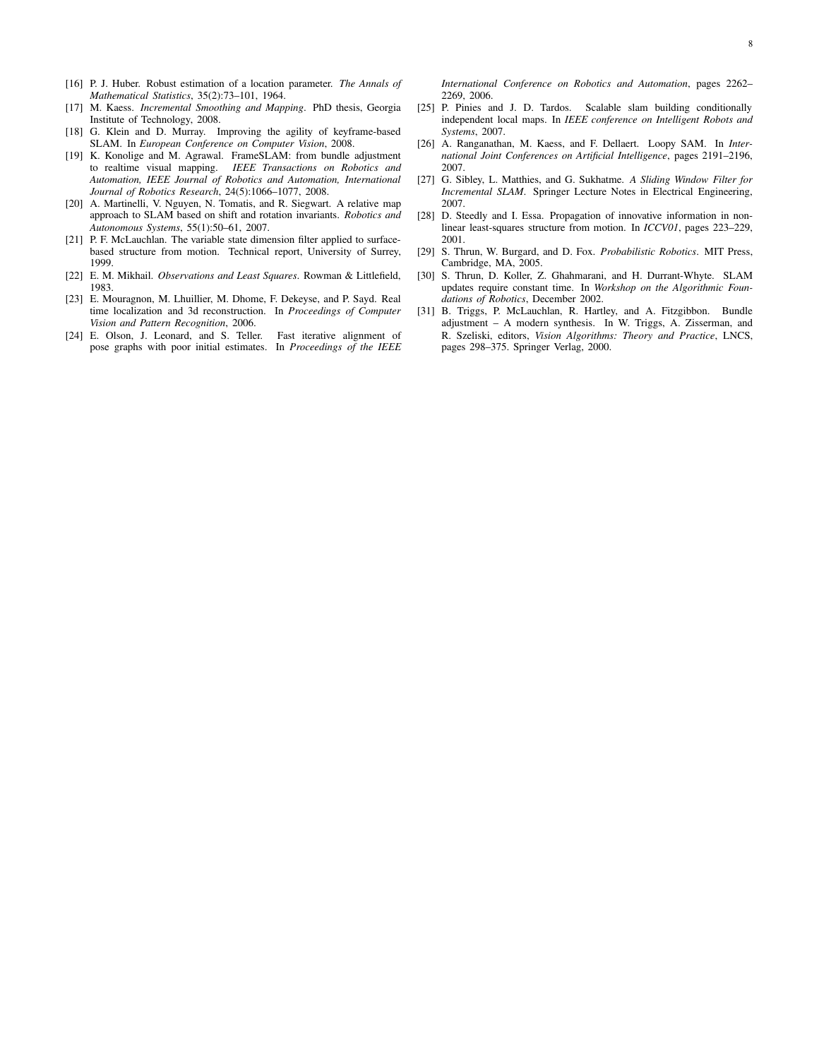[16] P. J. Huber. Robust estimation of a location parameter. *The Annals of Mathematical Statistics*, 35(2):73–101, 1964.

[17] M. Kaess. *Incremental Smoothing and Mapping*. PhD thesis, Georgia Institute of Technology, 2008.

[18] G. Klein and D. Murray. Improving the agility of keyframe-based SLAM. In *European Conference on Computer Vision*, 2008.

[19] K. Konolige and M. Agrawal. FrameSLAM: from bundle adjustment to realtime visual mapping. *IEEE Transactions on Robotics and Automation, IEEE Journal of Robotics and Automation, International Journal of Robotics Research*, 24(5):1066–1077, 2008.

[20] A. Martinelli, V. Nguyen, N. Tomatis, and R. Siegwart. A relative map approach to SLAM based on shift and rotation invariants. *Robotics and Autonomous Systems*, 55(1):50–61, 2007.

[21] P. F. McLauchlan. The variable state dimension filter applied to surface-based structure from motion. Technical report, University of Surrey, 1999.

[22] E. M. Mikhail. *Observations and Least Squares*. Rowman & Littlefield, 1983.

[23] E. Mouragnon, M. Lhuillier, M. Dhome, F. Dekeyse, and P. Sayd. Real time localization and 3d reconstruction. In *Proceedings of Computer Vision and Pattern Recognition*, 2006.

[24] E. Olson, J. Leonard, and S. Teller. Fast iterative alignment of pose graphs with poor initial estimates. In *Proceedings of the IEEE International Conference on Robotics and Automation*, pages 2262–2269, 2006.

[25] P. Pinies and J. D. Tardos. Scalable slam building conditionally independent local maps. In *IEEE conference on Intelligent Robots and Systems*, 2007.

[26] A. Ranganathan, M. Kaess, and F. Dellaert. Loopy SAM. In *International Joint Conferences on Artificial Intelligence*, pages 2191–2196, 2007.

[27] G. Sibley, L. Matthies, and G. Sukhatme. *A Sliding Window Filter for Incremental SLAM*. Springer Lecture Notes in Electrical Engineering, 2007.

[28] D. Steedly and I. Essa. Propagation of innovative information in non-linear least-squares structure from motion. In *ICCV01*, pages 223–229, 2001.

[29] S. Thrun, W. Burgard, and D. Fox. *Probabilistic Robotics*. MIT Press, Cambridge, MA, 2005.

[30] S. Thrun, D. Koller, Z. Ghahmarani, and H. Durrant-Whyte. SLAM updates require constant time. In *Workshop on the Algorithmic Foundations of Robotics*, December 2002.

[31] B. Triggs, P. McLauchlan, R. Hartley, and A. Fitzgibbon. Bundle adjustment – A modern synthesis. In W. Triggs, A. Zisserman, and R. Szeliski, editors, *Vision Algorithms: Theory and Practice*, LNCS, pages 298–375. Springer Verlag, 2000.